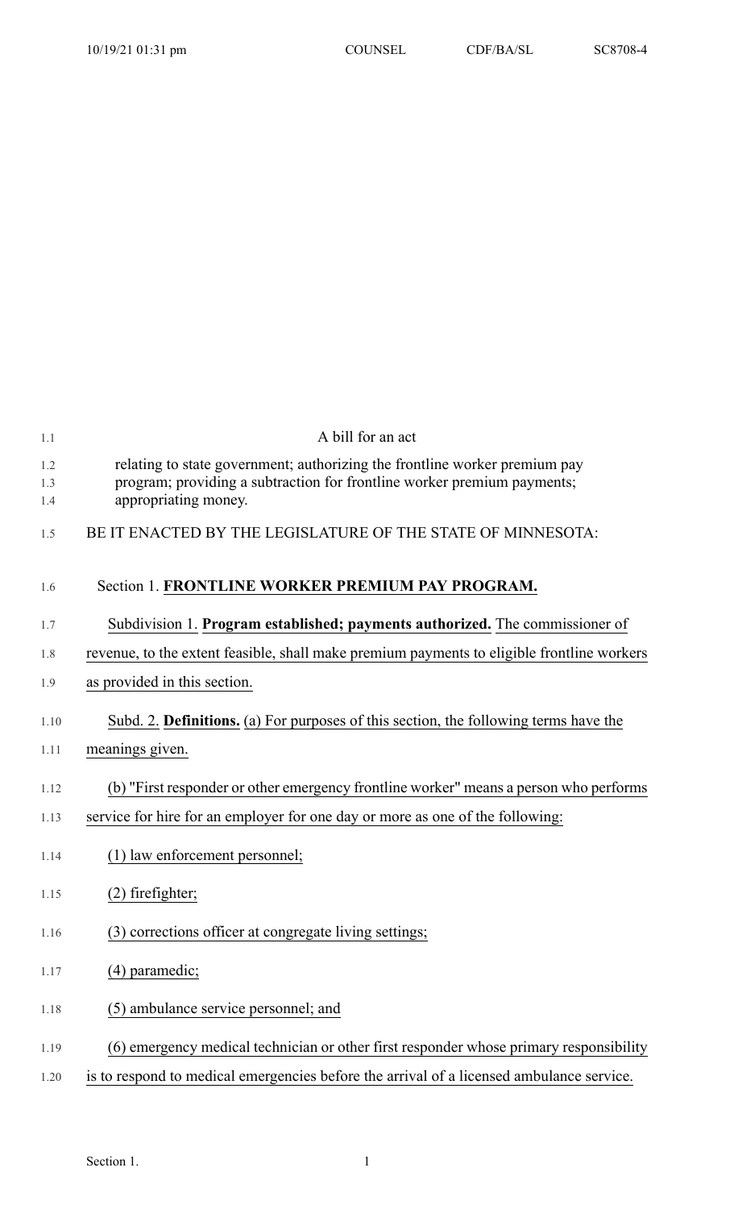A bill for an act

relating to state government; authorizing the frontline worker premium pay program; providing a subtraction for frontline worker premium payments; appropriating money.

BE IT ENACTED BY THE LEGISLATURE OF THE STATE OF MINNESOTA:

Section 1. **FRONTLINE WORKER PREMIUM PAY PROGRAM.**

Subdivision 1. **Program established; payments authorized.** The commissioner of revenue, to the extent feasible, shall make premium payments to eligible frontline workers as provided in this section.

Subd. 2. **Definitions.** (a) For purposes of this section, the following terms have the meanings given.

(b) "First responder or other emergency frontline worker" means a person who performs service for hire for an employer for one day or more as one of the following:

(1) law enforcement personnel;

(2) firefighter;

(3) corrections officer at congregate living settings;

(4) paramedic;

(5) ambulance service personnel; and

(6) emergency medical technician or other first responder whose primary responsibility is to respond to medical emergencies before the arrival of a licensed ambulance service.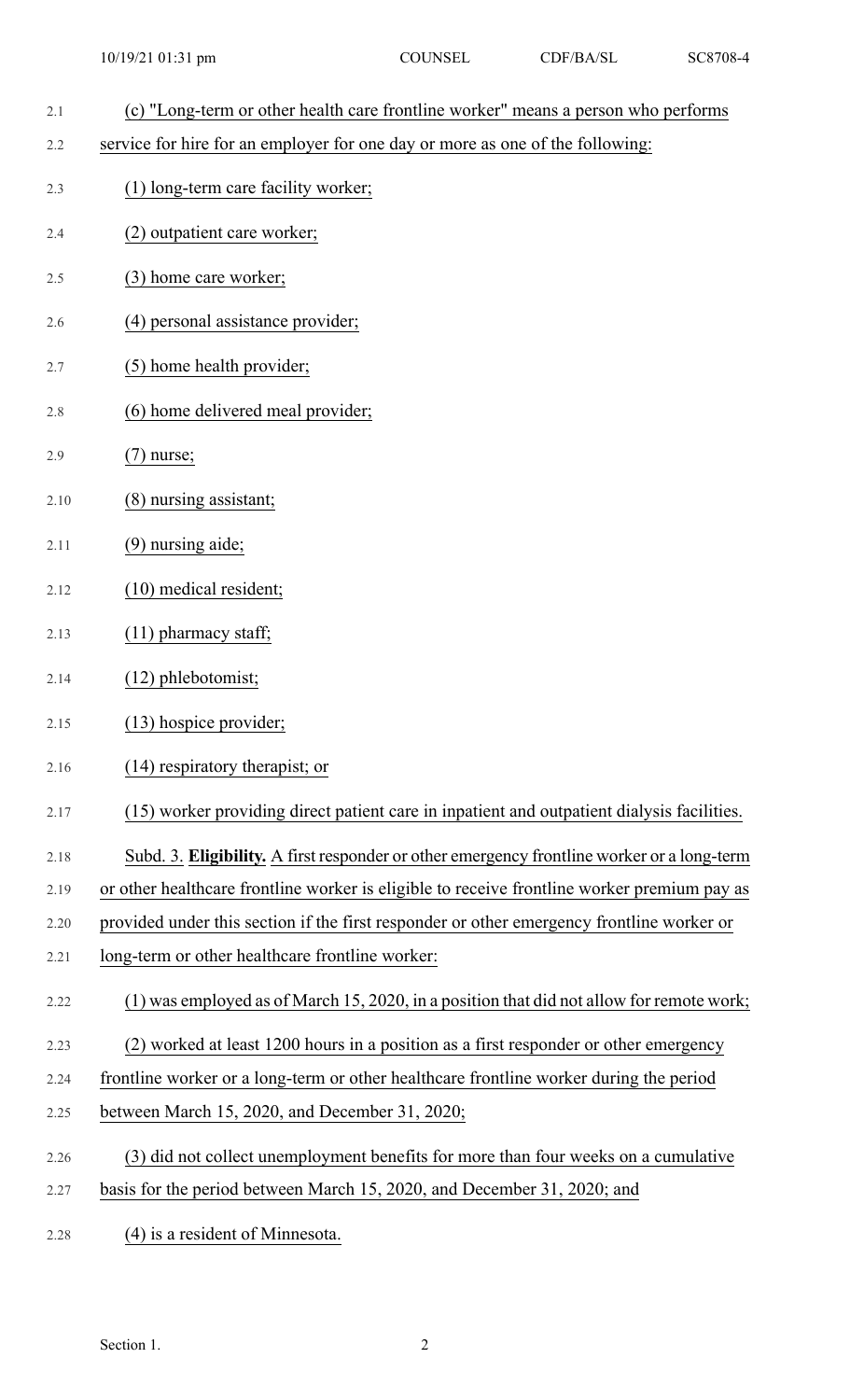(c) "Long-term or other health care frontline worker" means a person who performs service for hire for an employer for one day or more as one of the following:

(1) long-term care facility worker;

(2) outpatient care worker;

(3) home care worker;

(4) personal assistance provider;

(5) home health provider;

(6) home delivered meal provider;

(7) nurse;

(8) nursing assistant;

(9) nursing aide;

(10) medical resident;

(11) pharmacy staff;

(12) phlebotomist;

(13) hospice provider;

(14) respiratory therapist; or

(15) worker providing direct patient care in inpatient and outpatient dialysis facilities.

Subd. 3. **Eligibility.** A first responder or other emergency frontline worker or a long-term or other healthcare frontline worker is eligible to receive frontline worker premium pay as provided under this section if the first responder or other emergency frontline worker or long-term or other healthcare frontline worker:

(1) was employed as of March 15, 2020, in a position that did not allow for remote work;

(2) worked at least 1200 hours in a position as a first responder or other emergency frontline worker or a long-term or other healthcare frontline worker during the period between March 15, 2020, and December 31, 2020;

(3) did not collect unemployment benefits for more than four weeks on a cumulative basis for the period between March 15, 2020, and December 31, 2020; and

(4) is a resident of Minnesota.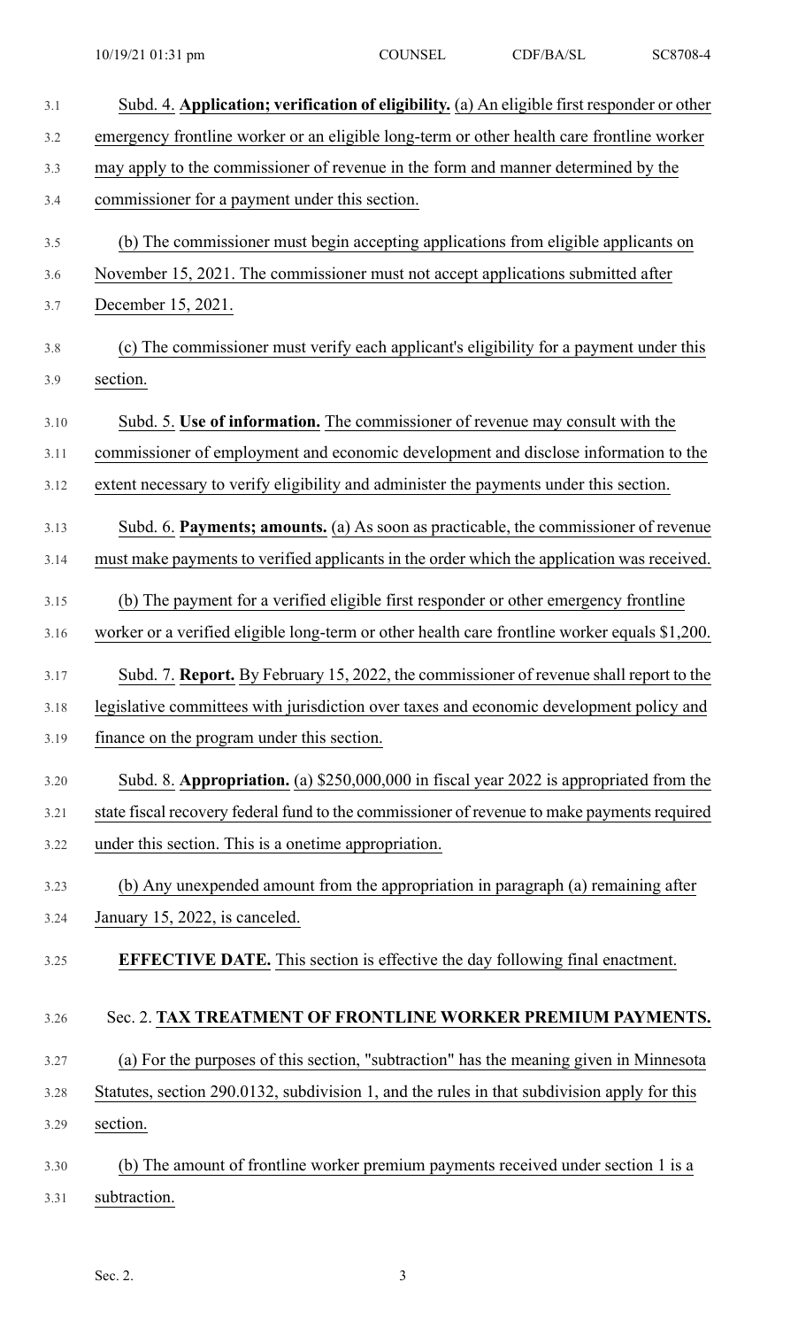Subd. 4. **Application; verification of eligibility.** (a) An eligible first responder or other emergency frontline worker or an eligible long-term or other health care frontline worker may apply to the commissioner of revenue in the form and manner determined by the commissioner for a payment under this section.

(b) The commissioner must begin accepting applications from eligible applicants on November 15, 2021. The commissioner must not accept applications submitted after December 15, 2021.

(c) The commissioner must verify each applicant's eligibility for a payment under this section.

Subd. 5. **Use of information.** The commissioner of revenue may consult with the commissioner of employment and economic development and disclose information to the extent necessary to verify eligibility and administer the payments under this section.

Subd. 6. **Payments; amounts.** (a) As soon as practicable, the commissioner of revenue must make payments to verified applicants in the order which the application was received.

(b) The payment for a verified eligible first responder or other emergency frontline worker or a verified eligible long-term or other health care frontline worker equals $1,200.

Subd. 7. **Report.** By February 15, 2022, the commissioner of revenue shall report to the legislative committees with jurisdiction over taxes and economic development policy and finance on the program under this section.

Subd. 8. **Appropriation.** (a) $250,000,000 in fiscal year 2022 is appropriated from the state fiscal recovery federal fund to the commissioner of revenue to make payments required under this section. This is a onetime appropriation.

(b) Any unexpended amount from the appropriation in paragraph (a) remaining after January 15, 2022, is canceled.

**EFFECTIVE DATE.** This section is effective the day following final enactment.

Sec. 2. **TAX TREATMENT OF FRONTLINE WORKER PREMIUM PAYMENTS.**

(a) For the purposes of this section, "subtraction" has the meaning given in Minnesota Statutes, section 290.0132, subdivision 1, and the rules in that subdivision apply for this section.

(b) The amount of frontline worker premium payments received under section 1 is a subtraction.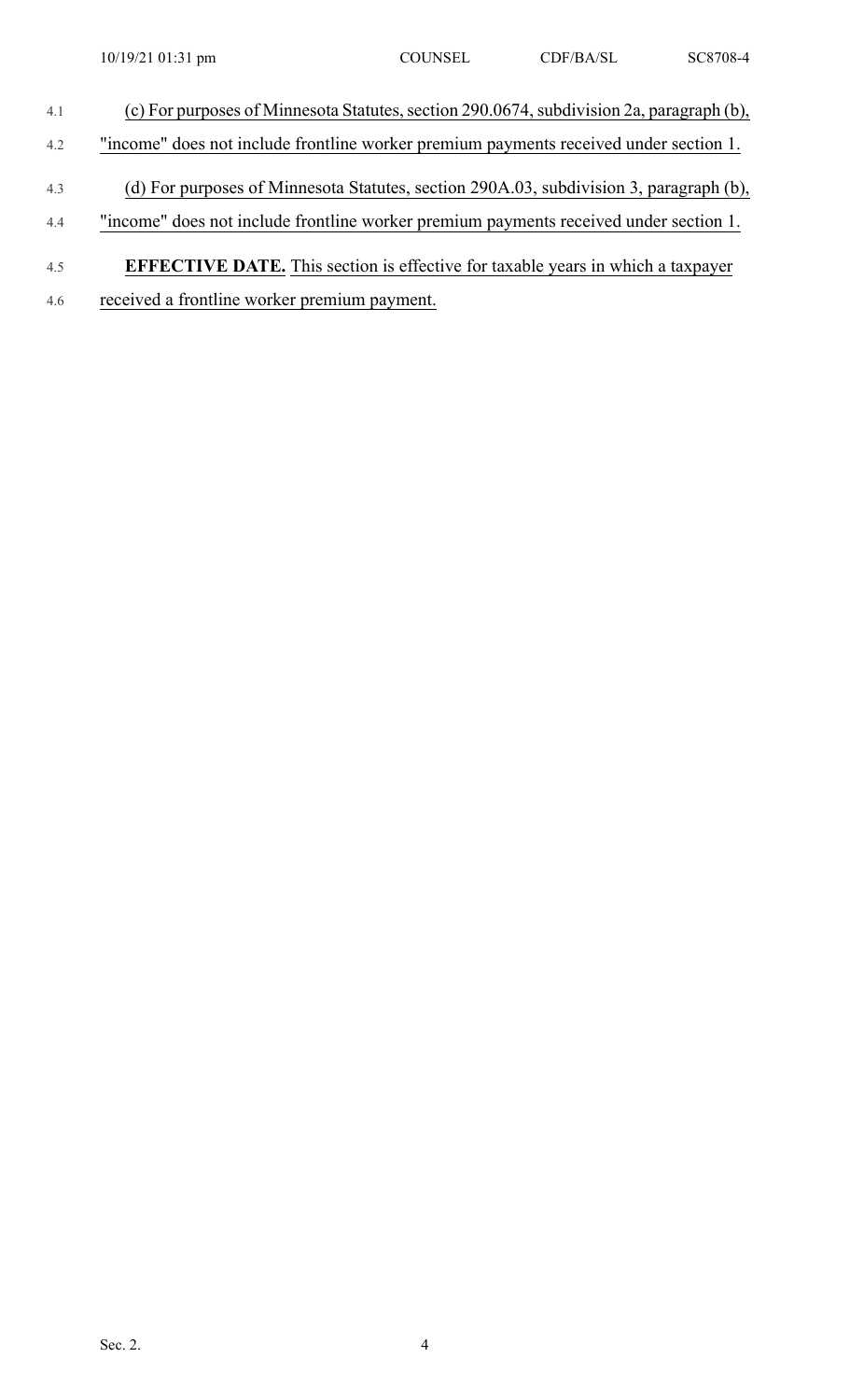(c) For purposes of Minnesota Statutes, section 290.0674, subdivision 2a, paragraph (b), "income" does not include frontline worker premium payments received under section 1.

(d) For purposes of Minnesota Statutes, section 290A.03, subdivision 3, paragraph (b), "income" does not include frontline worker premium payments received under section 1.

**EFFECTIVE DATE.** This section is effective for taxable years in which a taxpayer received a frontline worker premium payment.